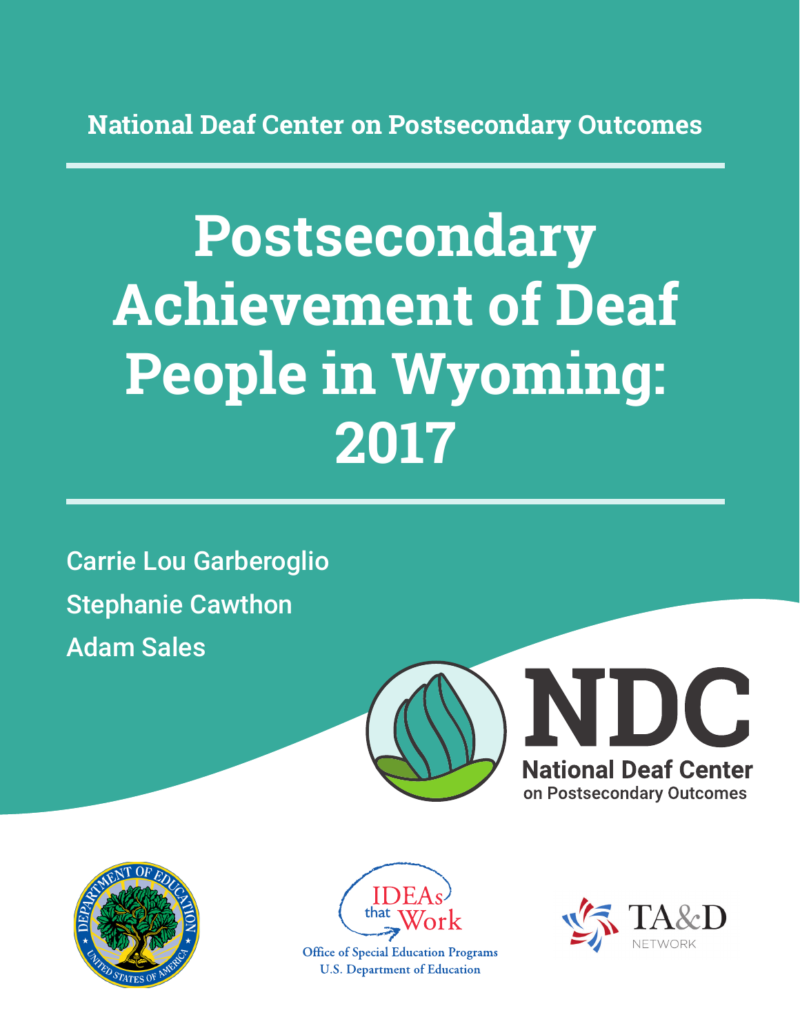National Deaf Center on Postsecondary Outcomes

# Postsecondary Achievement of Deaf People in Wyoming: 2017

Carrie Lou Garberoglio

Stephanie Cawthon

Adam Sales

NDC
National Deaf Center
on Postsecondary Outcomes

IDEAs that Work
Office of Special Education Programs
U.S. Department of Education

TA&D NETWORK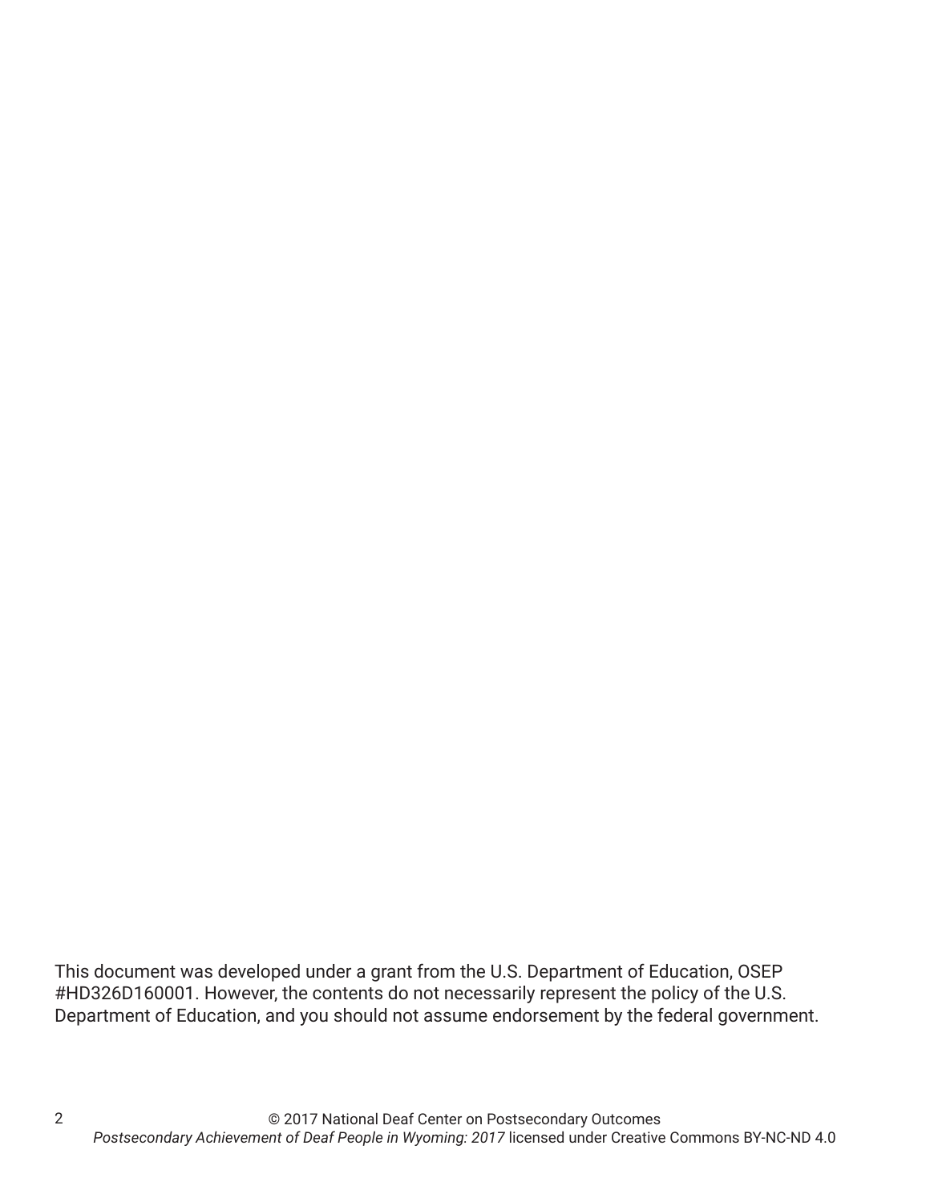This document was developed under a grant from the U.S. Department of Education, OSEP #HD326D160001. However, the contents do not necessarily represent the policy of the U.S. Department of Education, and you should not assume endorsement by the federal government.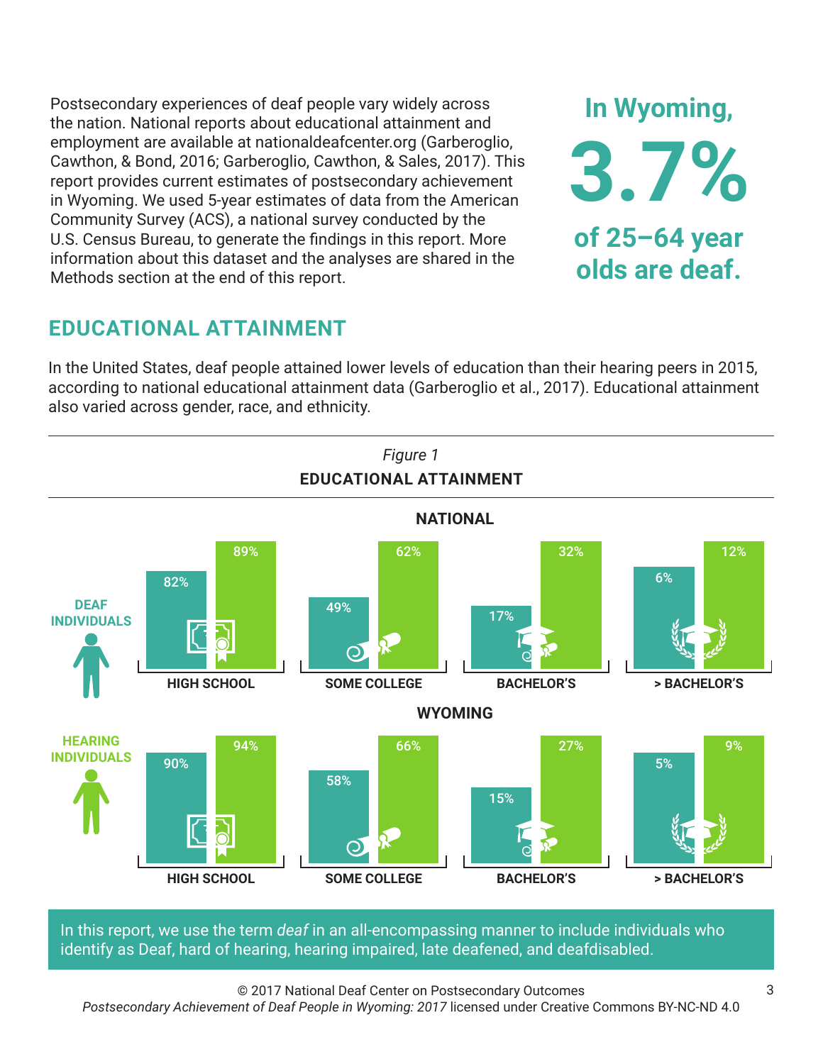Postsecondary experiences of deaf people vary widely across the nation. National reports about educational attainment and employment are available at nationaldeafcenter.org (Garberoglio, Cawthon, & Bond, 2016; Garberoglio, Cawthon, & Sales, 2017). This report provides current estimates of postsecondary achievement in Wyoming. We used 5-year estimates of data from the American Community Survey (ACS), a national survey conducted by the U.S. Census Bureau, to generate the findings in this report. More information about this dataset and the analyses are shared in the Methods section at the end of this report.

**In Wyoming, 3.7% of 25–64 year olds are deaf.**

## EDUCATIONAL ATTAINMENT

In the United States, deaf people attained lower levels of education than their hearing peers in 2015, according to national educational attainment data (Garberoglio et al., 2017). Educational attainment also varied across gender, race, and ethnicity.

*Figure 1*

**EDUCATIONAL ATTAINMENT**

DEAF INDIVIDUALS

HEARING INDIVIDUALS

NATIONAL

HIGH SCHOOL: 82%, 89%

SOME COLLEGE: 49%, 62%

BACHELOR'S: 17%, 32%

> BACHELOR'S: 6%, 12%

WYOMING

HIGH SCHOOL: 90%, 94%

SOME COLLEGE: 58%, 66%

BACHELOR'S: 15%, 27%

> BACHELOR'S: 5%, 9%

In this report, we use the term *deaf* in an all-encompassing manner to include individuals who identify as Deaf, hard of hearing, hearing impaired, late deafened, and deafdisabled.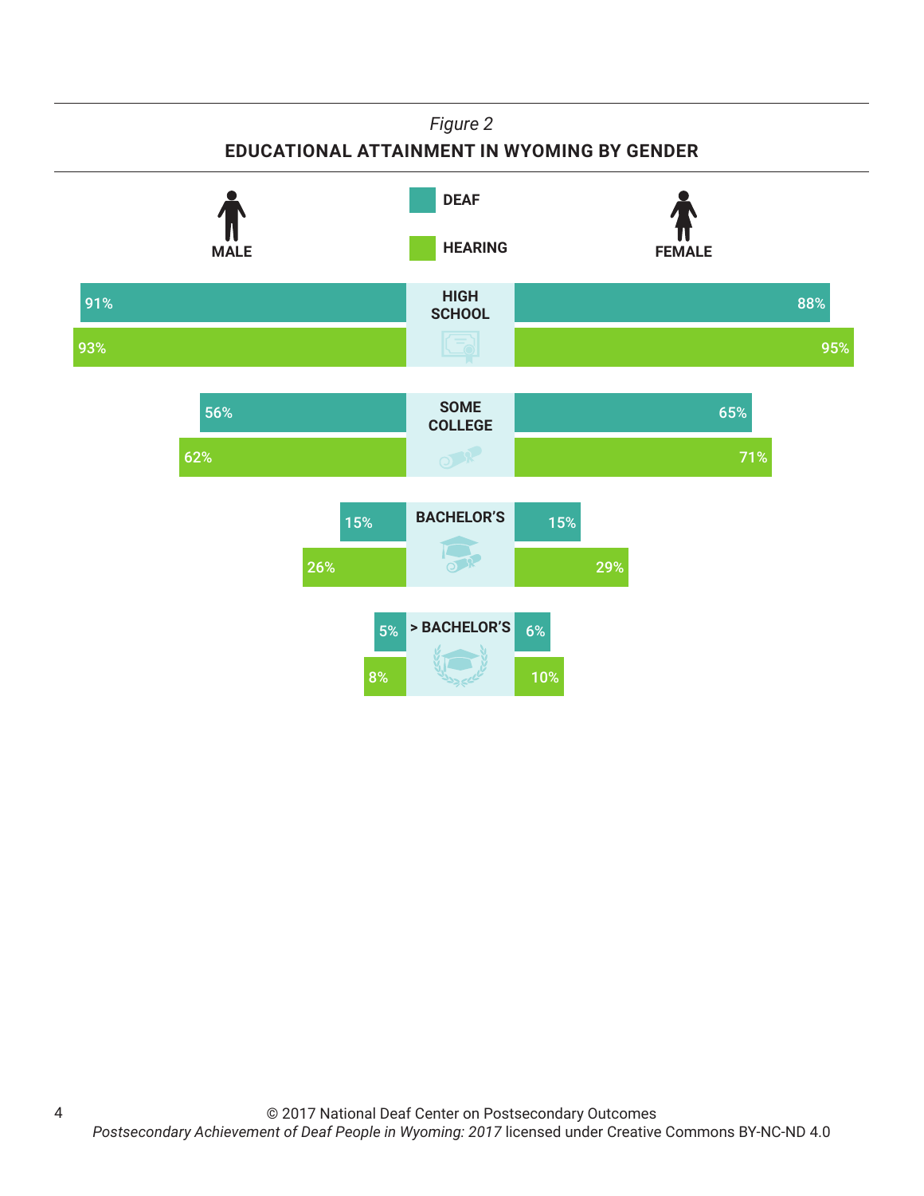*Figure 2*

**EDUCATIONAL ATTAINMENT IN WYOMING BY GENDER**

MALE

DEAF

HEARING

FEMALE

HIGH SCHOOL

91%

93%

88%

95%

SOME COLLEGE

56%

62%

65%

71%

BACHELOR'S

15%

26%

15%

29%

> BACHELOR'S

5%

8%

6%

10%

© 2017 National Deaf Center on Postsecondary Outcomes
*Postsecondary Achievement of Deaf People in Wyoming: 2017* licensed under Creative Commons BY-NC-ND 4.0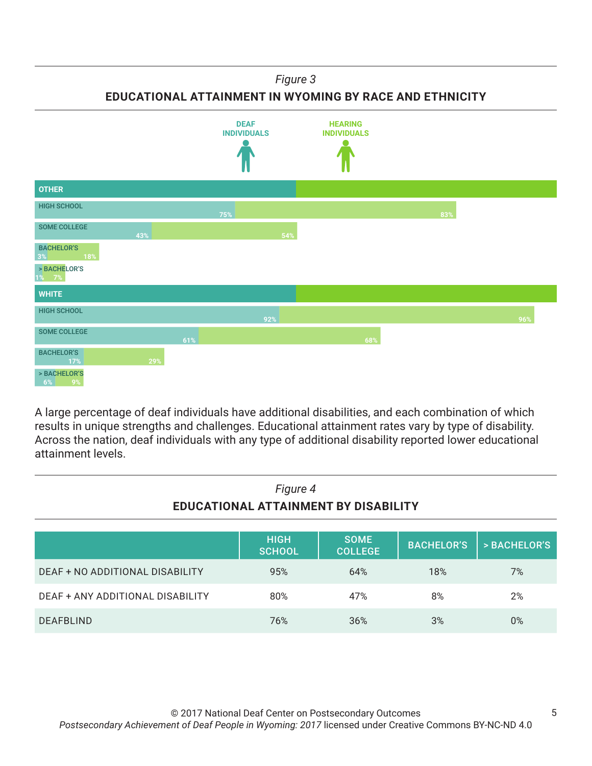*Figure 3*

**EDUCATIONAL ATTAINMENT IN WYOMING BY RACE AND ETHNICITY**

DEAF INDIVIDUALS

HEARING INDIVIDUALS

OTHER

HIGH SCHOOL
75%
83%

SOME COLLEGE
43%
54%

BACHELOR'S
3%
18%

> BACHELOR'S
1%
7%

WHITE

HIGH SCHOOL
92%
96%

SOME COLLEGE
61%
68%

BACHELOR'S
17%
29%

> BACHELOR'S
6%
9%

A large percentage of deaf individuals have additional disabilities, and each combination of which results in unique strengths and challenges. Educational attainment rates vary by type of disability. Across the nation, deaf individuals with any type of additional disability reported lower educational attainment levels.

*Figure 4*

**EDUCATIONAL ATTAINMENT BY DISABILITY**

| | HIGH SCHOOL | SOME COLLEGE | BACHELOR'S | > BACHELOR'S |
|---|---|---|---|---|
| DEAF + NO ADDITIONAL DISABILITY | 95% | 64% | 18% | 7% |
| DEAF + ANY ADDITIONAL DISABILITY | 80% | 47% | 8% | 2% |
| DEAFBLIND | 76% | 36% | 3% | 0% |

© 2017 National Deaf Center on Postsecondary Outcomes
*Postsecondary Achievement of Deaf People in Wyoming: 2017* licensed under Creative Commons BY-NC-ND 4.0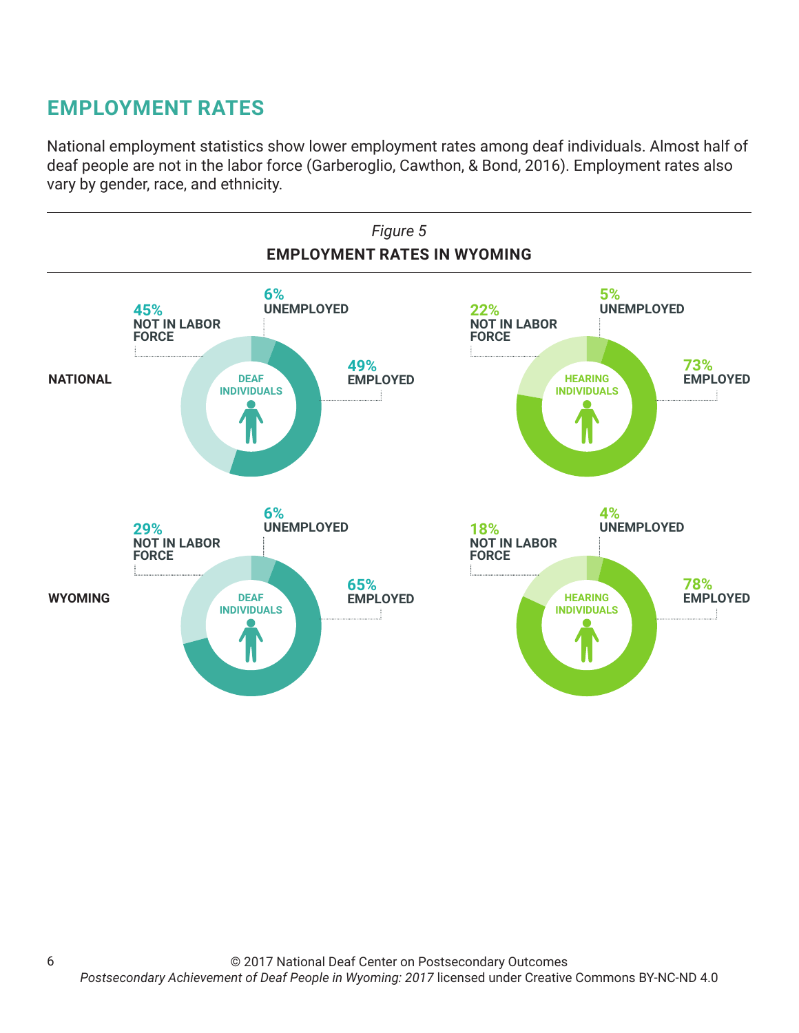## EMPLOYMENT RATES

National employment statistics show lower employment rates among deaf individuals. Almost half of deaf people are not in the labor force (Garberoglio, Cawthon, & Bond, 2016). Employment rates also vary by gender, race, and ethnicity.

*Figure 5*

**EMPLOYMENT RATES IN WYOMING**

**NATIONAL**

DEAF INDIVIDUALS

45% NOT IN LABOR FORCE

6% UNEMPLOYED

49% EMPLOYED

HEARING INDIVIDUALS

22% NOT IN LABOR FORCE

5% UNEMPLOYED

73% EMPLOYED

**WYOMING**

DEAF INDIVIDUALS

29% NOT IN LABOR FORCE

6% UNEMPLOYED

65% EMPLOYED

HEARING INDIVIDUALS

18% NOT IN LABOR FORCE

4% UNEMPLOYED

78% EMPLOYED

© 2017 National Deaf Center on Postsecondary Outcomes
*Postsecondary Achievement of Deaf People in Wyoming: 2017* licensed under Creative Commons BY-NC-ND 4.0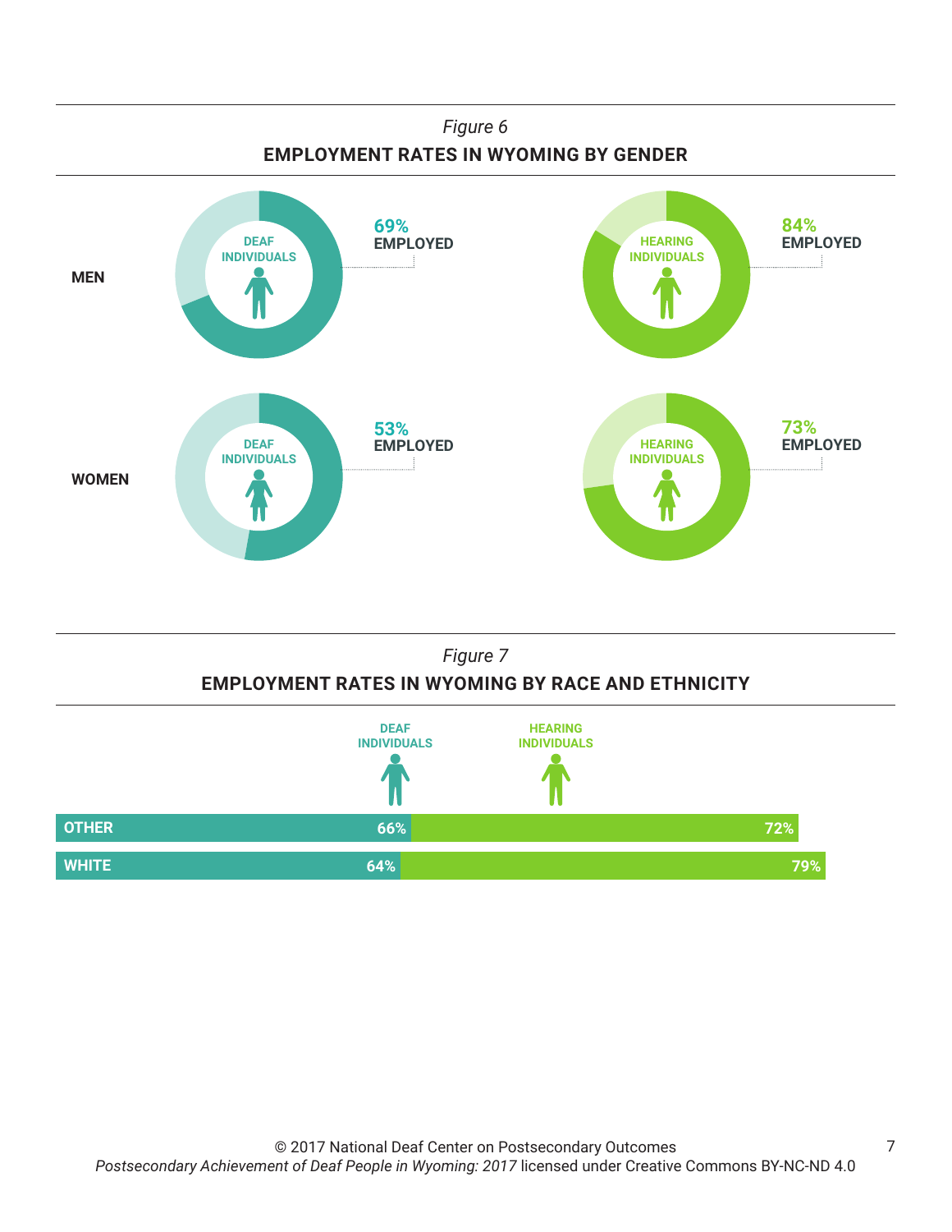*Figure 6*

**EMPLOYMENT RATES IN WYOMING BY GENDER**

MEN

DEAF INDIVIDUALS

69% EMPLOYED

HEARING INDIVIDUALS

84% EMPLOYED

WOMEN

DEAF INDIVIDUALS

53% EMPLOYED

HEARING INDIVIDUALS

73% EMPLOYED

*Figure 7*

**EMPLOYMENT RATES IN WYOMING BY RACE AND ETHNICITY**

DEAF INDIVIDUALS

HEARING INDIVIDUALS

OTHER 66% 72%

WHITE 64% 79%

© 2017 National Deaf Center on Postsecondary Outcomes
*Postsecondary Achievement of Deaf People in Wyoming: 2017* licensed under Creative Commons BY-NC-ND 4.0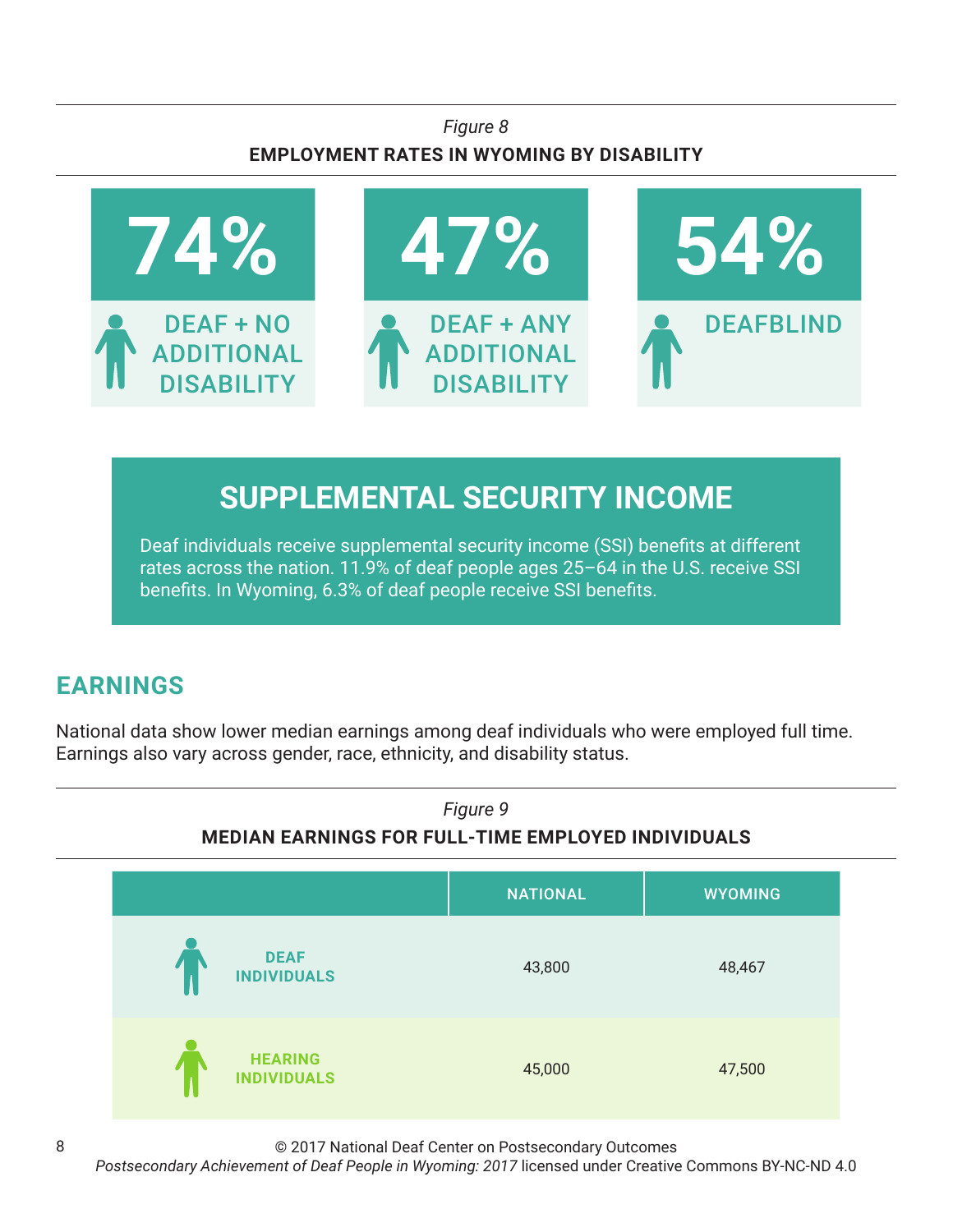*Figure 8*

**EMPLOYMENT RATES IN WYOMING BY DISABILITY**

74%
DEAF + NO ADDITIONAL DISABILITY

47%
DEAF + ANY ADDITIONAL DISABILITY

54%
DEAFBLIND

## SUPPLEMENTAL SECURITY INCOME

Deaf individuals receive supplemental security income (SSI) benefits at different rates across the nation. 11.9% of deaf people ages 25–64 in the U.S. receive SSI benefits. In Wyoming, 6.3% of deaf people receive SSI benefits.

## EARNINGS

National data show lower median earnings among deaf individuals who were employed full time. Earnings also vary across gender, race, ethnicity, and disability status.

*Figure 9*

**MEDIAN EARNINGS FOR FULL-TIME EMPLOYED INDIVIDUALS**

| | NATIONAL | WYOMING |
|---|---|---|
| **DEAF INDIVIDUALS** | 43,800 | 48,467 |
| **HEARING INDIVIDUALS** | 45,000 | 47,500 |

© 2017 National Deaf Center on Postsecondary Outcomes
*Postsecondary Achievement of Deaf People in Wyoming: 2017* licensed under Creative Commons BY-NC-ND 4.0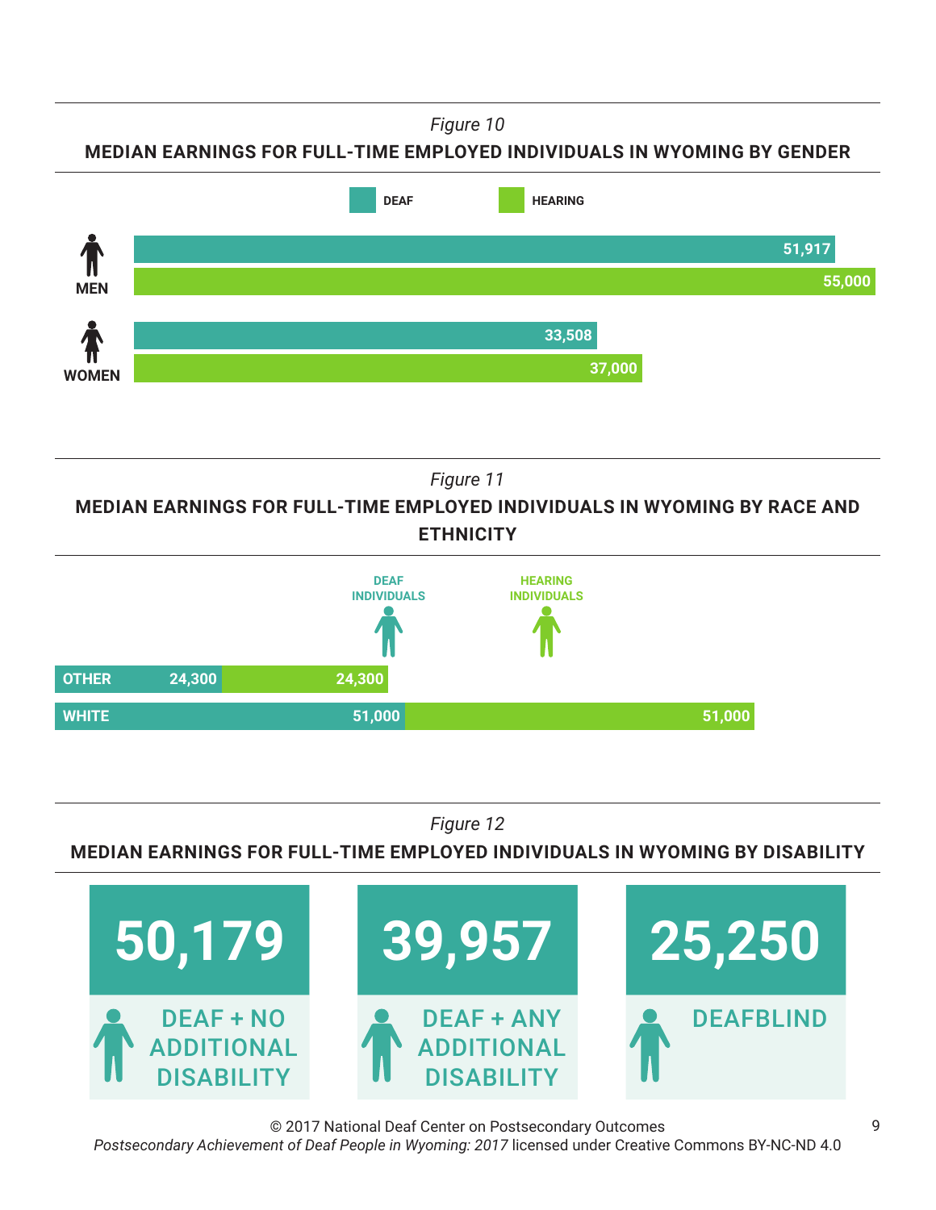*Figure 10*

**MEDIAN EARNINGS FOR FULL-TIME EMPLOYED INDIVIDUALS IN WYOMING BY GENDER**

DEAF

HEARING

MEN

51,917

55,000

WOMEN

33,508

37,000

*Figure 11*

**MEDIAN EARNINGS FOR FULL-TIME EMPLOYED INDIVIDUALS IN WYOMING BY RACE AND ETHNICITY**

DEAF INDIVIDUALS

HEARING INDIVIDUALS

OTHER 24,300 24,300

WHITE 51,000 51,000

*Figure 12*

**MEDIAN EARNINGS FOR FULL-TIME EMPLOYED INDIVIDUALS IN WYOMING BY DISABILITY**

50,179

DEAF + NO ADDITIONAL DISABILITY

39,957

DEAF + ANY ADDITIONAL DISABILITY

25,250

DEAFBLIND

© 2017 National Deaf Center on Postsecondary Outcomes

*Postsecondary Achievement of Deaf People in Wyoming: 2017* licensed under Creative Commons BY-NC-ND 4.0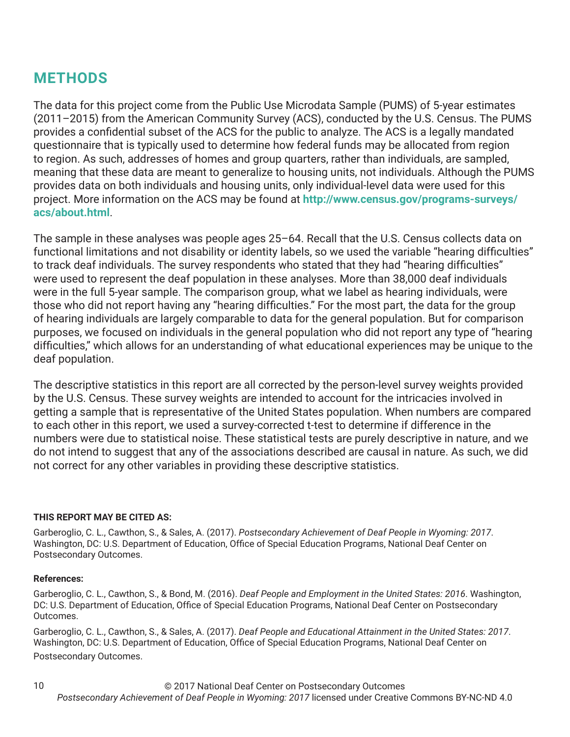## METHODS

The data for this project come from the Public Use Microdata Sample (PUMS) of 5-year estimates (2011–2015) from the American Community Survey (ACS), conducted by the U.S. Census. The PUMS provides a confidential subset of the ACS for the public to analyze. The ACS is a legally mandated questionnaire that is typically used to determine how federal funds may be allocated from region to region. As such, addresses of homes and group quarters, rather than individuals, are sampled, meaning that these data are meant to generalize to housing units, not individuals. Although the PUMS provides data on both individuals and housing units, only individual-level data were used for this project. More information on the ACS may be found at **http://www.census.gov/programs-surveys/acs/about.html**.

The sample in these analyses was people ages 25–64. Recall that the U.S. Census collects data on functional limitations and not disability or identity labels, so we used the variable "hearing difficulties" to track deaf individuals. The survey respondents who stated that they had "hearing difficulties" were used to represent the deaf population in these analyses. More than 38,000 deaf individuals were in the full 5-year sample. The comparison group, what we label as hearing individuals, were those who did not report having any "hearing difficulties." For the most part, the data for the group of hearing individuals are largely comparable to data for the general population. But for comparison purposes, we focused on individuals in the general population who did not report any type of "hearing difficulties," which allows for an understanding of what educational experiences may be unique to the deaf population.

The descriptive statistics in this report are all corrected by the person-level survey weights provided by the U.S. Census. These survey weights are intended to account for the intricacies involved in getting a sample that is representative of the United States population. When numbers are compared to each other in this report, we used a survey-corrected t-test to determine if difference in the numbers were due to statistical noise. These statistical tests are purely descriptive in nature, and we do not intend to suggest that any of the associations described are causal in nature. As such, we did not correct for any other variables in providing these descriptive statistics.

**THIS REPORT MAY BE CITED AS:**

Garberoglio, C. L., Cawthon, S., & Sales, A. (2017). *Postsecondary Achievement of Deaf People in Wyoming: 2017*. Washington, DC: U.S. Department of Education, Office of Special Education Programs, National Deaf Center on Postsecondary Outcomes.

**References:**

Garberoglio, C. L., Cawthon, S., & Bond, M. (2016). *Deaf People and Employment in the United States: 2016*. Washington, DC: U.S. Department of Education, Office of Special Education Programs, National Deaf Center on Postsecondary Outcomes.

Garberoglio, C. L., Cawthon, S., & Sales, A. (2017). *Deaf People and Educational Attainment in the United States: 2017*. Washington, DC: U.S. Department of Education, Office of Special Education Programs, National Deaf Center on Postsecondary Outcomes.

© 2017 National Deaf Center on Postsecondary Outcomes
*Postsecondary Achievement of Deaf People in Wyoming: 2017* licensed under Creative Commons BY-NC-ND 4.0